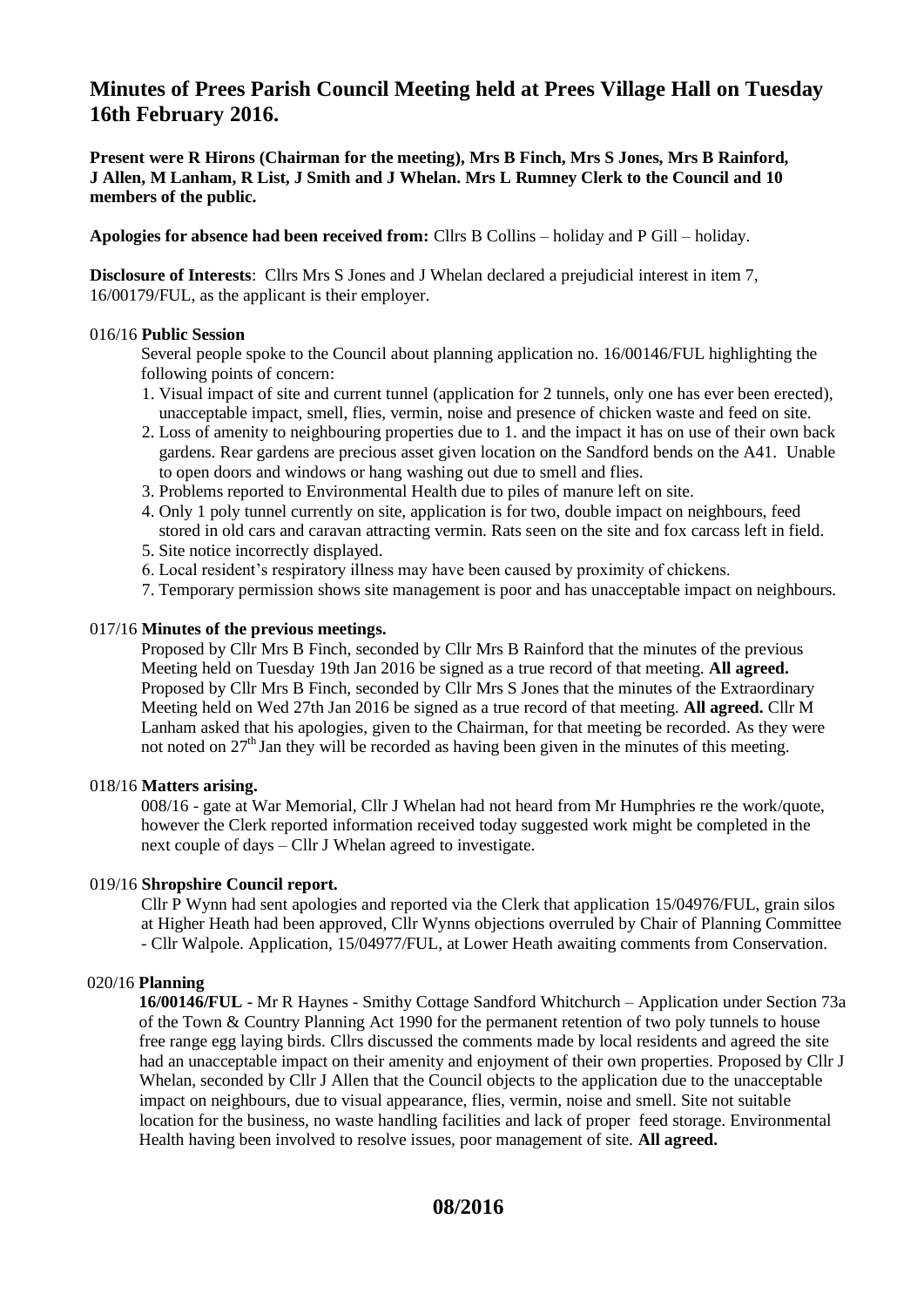# Minutes of Prees Parish Council Meeting held at Prees Village Hall on Tuesday 16th February 2016.

**Present were R Hirons (Chairman for the meeting), Mrs B Finch, Mrs S Jones, Mrs B Rainford, J Allen, M Lanham, R List, J Smith and J Whelan. Mrs L Rumney Clerk to the Council and 10 members of the public.**

**Apologies for absence had been received from:** Cllrs B Collins – holiday and P Gill – holiday.

**Disclosure of Interests**: Cllrs Mrs S Jones and J Whelan declared a prejudicial interest in item 7, 16/00179/FUL, as the applicant is their employer.

016/16 **Public Session**

Several people spoke to the Council about planning application no. 16/00146/FUL highlighting the following points of concern:

1. Visual impact of site and current tunnel (application for 2 tunnels, only one has ever been erected), unacceptable impact, smell, flies, vermin, noise and presence of chicken waste and feed on site.
2. Loss of amenity to neighbouring properties due to 1. and the impact it has on use of their own back gardens. Rear gardens are precious asset given location on the Sandford bends on the A41. Unable to open doors and windows or hang washing out due to smell and flies.
3. Problems reported to Environmental Health due to piles of manure left on site.
4. Only 1 poly tunnel currently on site, application is for two, double impact on neighbours, feed stored in old cars and caravan attracting vermin. Rats seen on the site and fox carcass left in field.
5. Site notice incorrectly displayed.
6. Local resident's respiratory illness may have been caused by proximity of chickens.
7. Temporary permission shows site management is poor and has unacceptable impact on neighbours.

017/16 **Minutes of the previous meetings.**

Proposed by Cllr Mrs B Finch, seconded by Cllr Mrs B Rainford that the minutes of the previous Meeting held on Tuesday 19th Jan 2016 be signed as a true record of that meeting. **All agreed.** Proposed by Cllr Mrs B Finch, seconded by Cllr Mrs S Jones that the minutes of the Extraordinary Meeting held on Wed 27th Jan 2016 be signed as a true record of that meeting. **All agreed.** Cllr M Lanham asked that his apologies, given to the Chairman, for that meeting be recorded. As they were not noted on 27th Jan they will be recorded as having been given in the minutes of this meeting.

018/16 **Matters arising.**

008/16 - gate at War Memorial, Cllr J Whelan had not heard from Mr Humphries re the work/quote, however the Clerk reported information received today suggested work might be completed in the next couple of days – Cllr J Whelan agreed to investigate.

019/16 **Shropshire Council report.**

Cllr P Wynn had sent apologies and reported via the Clerk that application 15/04976/FUL, grain silos at Higher Heath had been approved, Cllr Wynns objections overruled by Chair of Planning Committee - Cllr Walpole. Application, 15/04977/FUL, at Lower Heath awaiting comments from Conservation.

020/16 **Planning**

**16/00146/FUL -** Mr R Haynes - Smithy Cottage Sandford Whitchurch – Application under Section 73a of the Town & Country Planning Act 1990 for the permanent retention of two poly tunnels to house free range egg laying birds. Cllrs discussed the comments made by local residents and agreed the site had an unacceptable impact on their amenity and enjoyment of their own properties. Proposed by Cllr J Whelan, seconded by Cllr J Allen that the Council objects to the application due to the unacceptable impact on neighbours, due to visual appearance, flies, vermin, noise and smell. Site not suitable location for the business, no waste handling facilities and lack of proper feed storage. Environmental Health having been involved to resolve issues, poor management of site. **All agreed.**

**08/2016**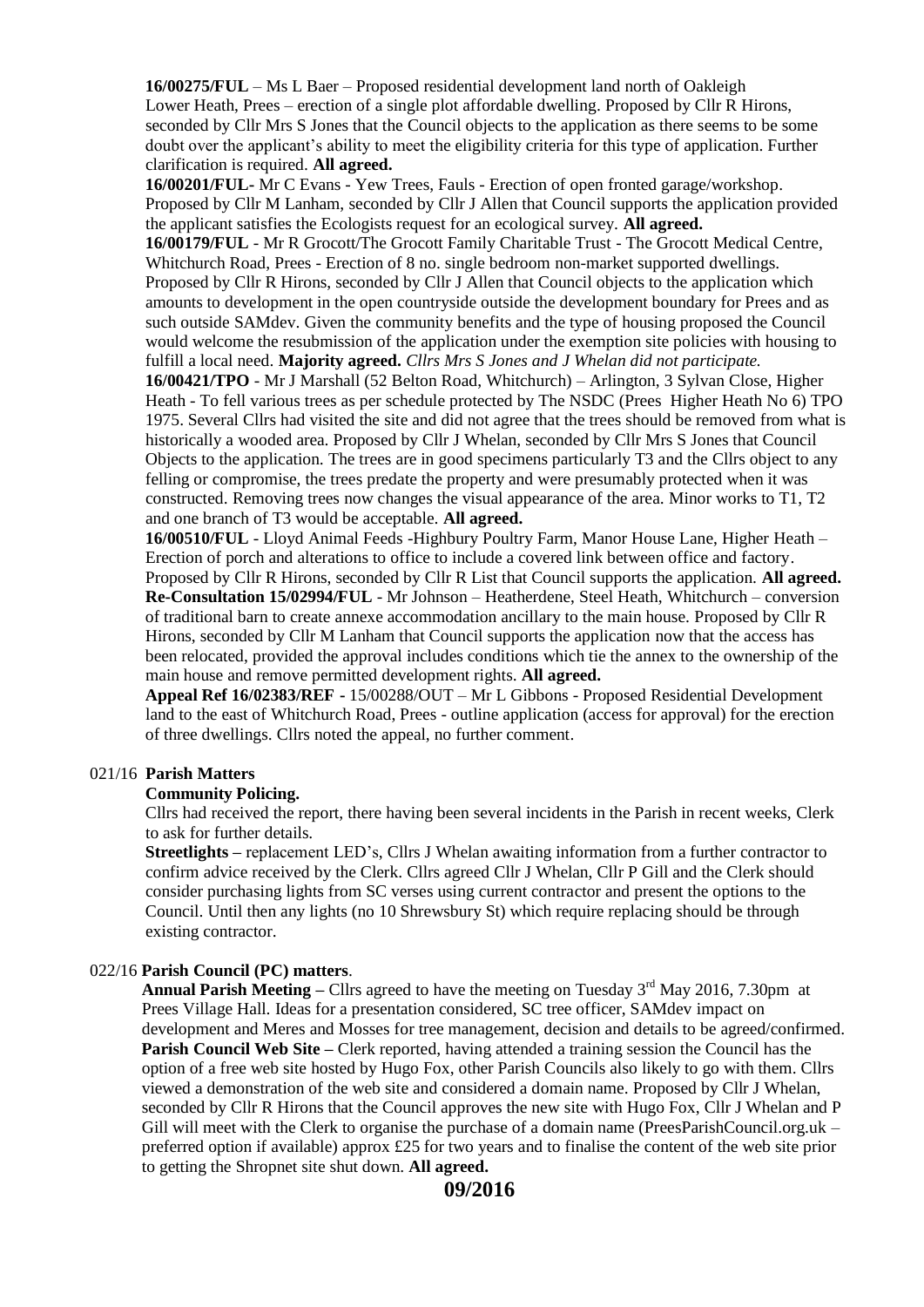**16/00275/FUL** – Ms L Baer – Proposed residential development land north of Oakleigh Lower Heath, Prees – erection of a single plot affordable dwelling. Proposed by Cllr R Hirons, seconded by Cllr Mrs S Jones that the Council objects to the application as there seems to be some doubt over the applicant's ability to meet the eligibility criteria for this type of application. Further clarification is required. **All agreed.**

**16/00201/FUL-** Mr C Evans - Yew Trees, Fauls - Erection of open fronted garage/workshop. Proposed by Cllr M Lanham, seconded by Cllr J Allen that Council supports the application provided the applicant satisfies the Ecologists request for an ecological survey. **All agreed.**

**16/00179/FUL** - Mr R Grocott/The Grocott Family Charitable Trust - The Grocott Medical Centre, Whitchurch Road, Prees - Erection of 8 no. single bedroom non-market supported dwellings. Proposed by Cllr R Hirons, seconded by Cllr J Allen that Council objects to the application which amounts to development in the open countryside outside the development boundary for Prees and as such outside SAMdev. Given the community benefits and the type of housing proposed the Council would welcome the resubmission of the application under the exemption site policies with housing to fulfill a local need. **Majority agreed.** *Cllrs Mrs S Jones and J Whelan did not participate.*

**16/00421/TPO** - Mr J Marshall (52 Belton Road, Whitchurch) – Arlington, 3 Sylvan Close, Higher Heath - To fell various trees as per schedule protected by The NSDC (Prees Higher Heath No 6) TPO 1975. Several Cllrs had visited the site and did not agree that the trees should be removed from what is historically a wooded area. Proposed by Cllr J Whelan, seconded by Cllr Mrs S Jones that Council Objects to the application. The trees are in good specimens particularly T3 and the Cllrs object to any felling or compromise, the trees predate the property and were presumably protected when it was constructed. Removing trees now changes the visual appearance of the area. Minor works to T1, T2 and one branch of T3 would be acceptable. **All agreed.**

**16/00510/FUL** - Lloyd Animal Feeds -Highbury Poultry Farm, Manor House Lane, Higher Heath – Erection of porch and alterations to office to include a covered link between office and factory. Proposed by Cllr R Hirons, seconded by Cllr R List that Council supports the application. **All agreed.**

**Re-Consultation 15/02994/FUL** - Mr Johnson – Heatherdene, Steel Heath, Whitchurch – conversion of traditional barn to create annexe accommodation ancillary to the main house. Proposed by Cllr R Hirons, seconded by Cllr M Lanham that Council supports the application now that the access has been relocated, provided the approval includes conditions which tie the annex to the ownership of the main house and remove permitted development rights. **All agreed.**

**Appeal Ref 16/02383/REF -** 15/00288/OUT – Mr L Gibbons - Proposed Residential Development land to the east of Whitchurch Road, Prees - outline application (access for approval) for the erection of three dwellings. Cllrs noted the appeal, no further comment.

## 021/16 Parish Matters

**Community Policing.**

Cllrs had received the report, there having been several incidents in the Parish in recent weeks, Clerk to ask for further details.

**Streetlights –** replacement LED's, Cllrs J Whelan awaiting information from a further contractor to confirm advice received by the Clerk. Cllrs agreed Cllr J Whelan, Cllr P Gill and the Clerk should consider purchasing lights from SC verses using current contractor and present the options to the Council. Until then any lights (no 10 Shrewsbury St) which require replacing should be through existing contractor.

## 022/16 Parish Council (PC) matters.

**Annual Parish Meeting –** Cllrs agreed to have the meeting on Tuesday 3rd May 2016, 7.30pm at Prees Village Hall. Ideas for a presentation considered, SC tree officer, SAMdev impact on development and Meres and Mosses for tree management, decision and details to be agreed/confirmed.

**Parish Council Web Site –** Clerk reported, having attended a training session the Council has the option of a free web site hosted by Hugo Fox, other Parish Councils also likely to go with them. Cllrs viewed a demonstration of the web site and considered a domain name. Proposed by Cllr J Whelan, seconded by Cllr R Hirons that the Council approves the new site with Hugo Fox, Cllr J Whelan and P Gill will meet with the Clerk to organise the purchase of a domain name (PreesParishCouncil.org.uk – preferred option if available) approx £25 for two years and to finalise the content of the web site prior to getting the Shropnet site shut down. **All agreed.**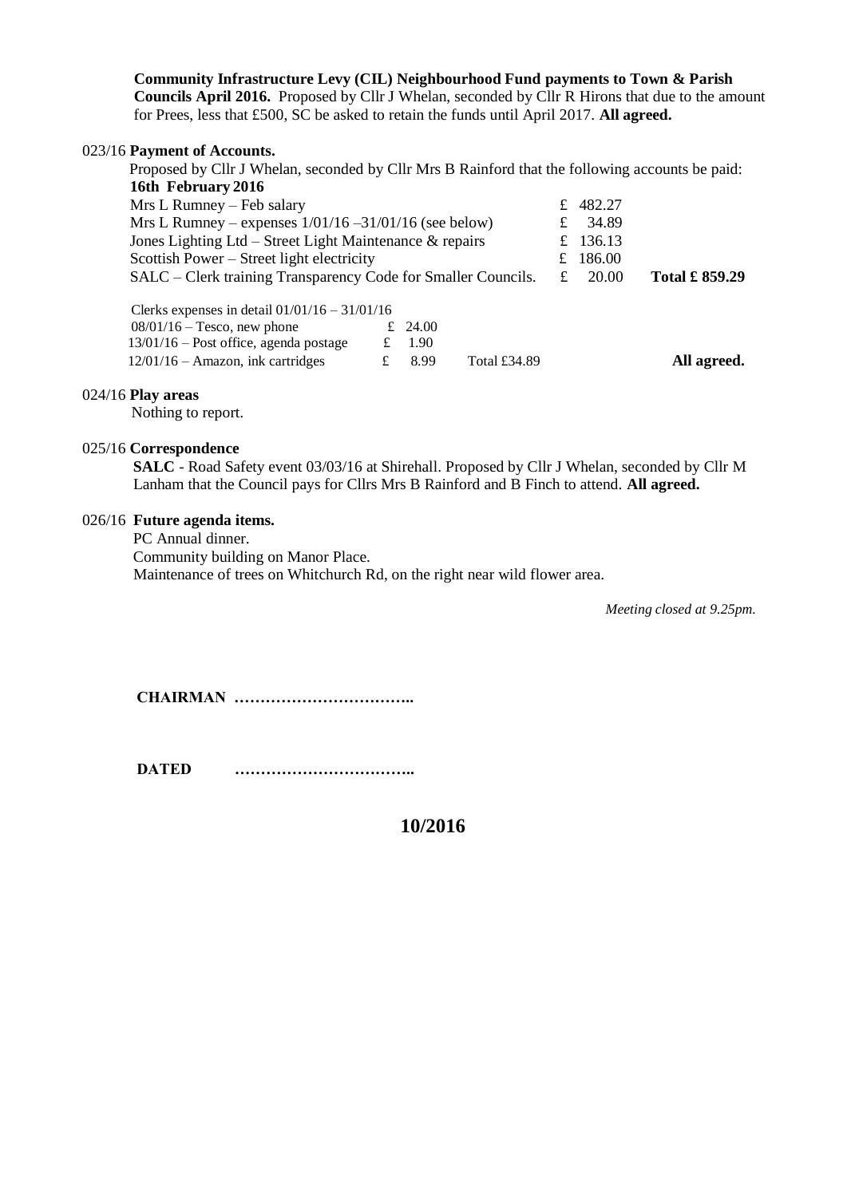**Community Infrastructure Levy (CIL) Neighbourhood Fund payments to Town & Parish Councils April 2016.** Proposed by Cllr J Whelan, seconded by Cllr R Hirons that due to the amount for Prees, less that £500, SC be asked to retain the funds until April 2017. **All agreed.**

023/16 **Payment of Accounts.**

Proposed by Cllr J Whelan, seconded by Cllr Mrs B Rainford that the following accounts be paid:

**16th February 2016**

| | | |
|---|---|---|
| Mrs L Rumney – Feb salary | £ 482.27 | |
| Mrs L Rumney – expenses 1/01/16 –31/01/16 (see below) | £ 34.89 | |
| Jones Lighting Ltd – Street Light Maintenance & repairs | £ 136.13 | |
| Scottish Power – Street light electricity | £ 186.00 | |
| SALC – Clerk training Transparency Code for Smaller Councils. | £ 20.00 | **Total £ 859.29** |

Clerks expenses in detail 01/01/16 – 31/01/16

| | | |
|---|---|---|
| 08/01/16 – Tesco, new phone | £ 24.00 | |
| 13/01/16 – Post office, agenda postage | £ 1.90 | |
| 12/01/16 – Amazon, ink cartridges | £ 8.99 | Total £34.89 |

**All agreed.**

024/16 **Play areas**

Nothing to report.

025/16 **Correspondence**

**SALC** - Road Safety event 03/03/16 at Shirehall. Proposed by Cllr J Whelan, seconded by Cllr M Lanham that the Council pays for Cllrs Mrs B Rainford and B Finch to attend. **All agreed.**

026/16 **Future agenda items.**

PC Annual dinner.
Community building on Manor Place.
Maintenance of trees on Whitchurch Rd, on the right near wild flower area.

*Meeting closed at 9.25pm.*

**CHAIRMAN ……………………………..**

**DATED ……………………………..**

**10/2016**